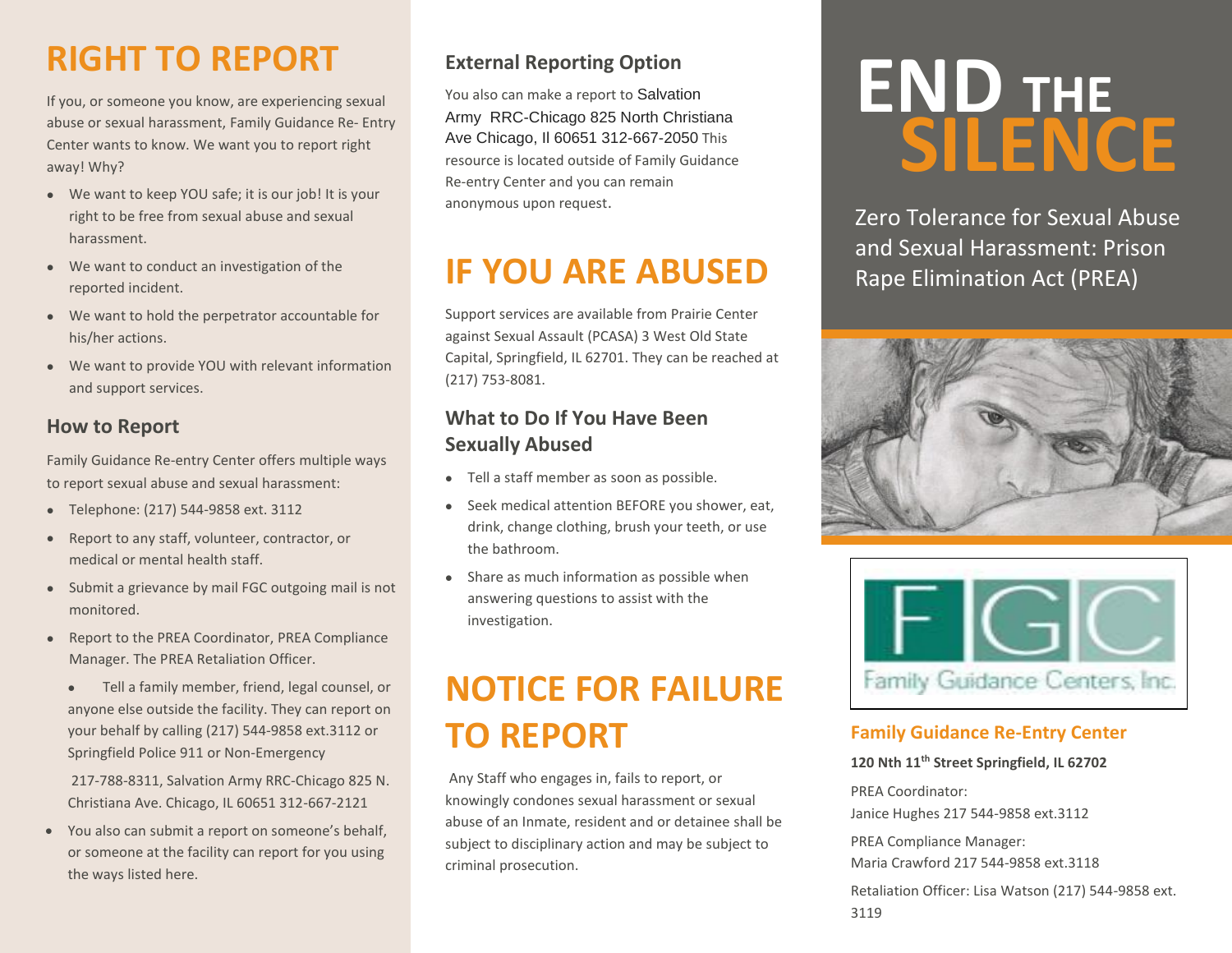# RIGHT TO REPORT

If you, or someone you know, are experiencing sexual abuse or sexual harassment, Family Guidance Re- Entry Center wants to know. We want you to report right away! Why?

- We want to keep YOU safe; it is our job! It is your right to be free from sexual abuse and sexual harassment.
- We want to conduct an investigation of the reported incident.
- We want to hold the perpetrator accountable for his/her actions.
- We want to provide YOU with relevant information and support services.

## How to Report

Family Guidance Re-entry Center offers multiple ways to report sexual abuse and sexual harassment:

- Telephone: (217) 544-9858 ext. 3112
- Report to any staff, volunteer, contractor, or medical or mental health staff.
- Submit a grievance by mail FGC outgoing mail is not monitored.
- Report to the PREA Coordinator, PREA Compliance Manager. The PREA Retaliation Officer.
- Tell a family member, friend, legal counsel, or anyone else outside the facility. They can report on your behalf by calling (217) 544-9858 ext.3112 or Springfield Police 911 or Non-Emergency

  217-788-8311, Salvation Army RRC-Chicago 825 N. Christiana Ave. Chicago, IL 60651 312-667-2121
- You also can submit a report on someone's behalf, or someone at the facility can report for you using the ways listed here.

## External Reporting Option

You also can make a report to Salvation Army RRC-Chicago 825 North Christiana Ave Chicago, Il 60651 312-667-2050 This resource is located outside of Family Guidance Re-entry Center and you can remain anonymous upon request.

# IF YOU ARE ABUSED

Support services are available from Prairie Center against Sexual Assault (PCASA) 3 West Old State Capital, Springfield, IL 62701. They can be reached at (217) 753-8081.

## What to Do If You Have Been Sexually Abused

- Tell a staff member as soon as possible.
- Seek medical attention BEFORE you shower, eat, drink, change clothing, brush your teeth, or use the bathroom.
- Share as much information as possible when answering questions to assist with the investigation.

# NOTICE FOR FAILURE TO REPORT

Any Staff who engages in, fails to report, or knowingly condones sexual harassment or sexual abuse of an Inmate, resident and or detainee shall be subject to disciplinary action and may be subject to criminal prosecution.

# END THE SILENCE

Zero Tolerance for Sexual Abuse and Sexual Harassment: Prison Rape Elimination Act (PREA)

FGC

Family Guidance Centers, Inc.

### Family Guidance Re-Entry Center

**120 Nth 11th Street Springfield, IL 62702**

PREA Coordinator:
Janice Hughes 217 544-9858 ext.3112

PREA Compliance Manager:
Maria Crawford 217 544-9858 ext.3118

Retaliation Officer: Lisa Watson (217) 544-9858 ext. 3119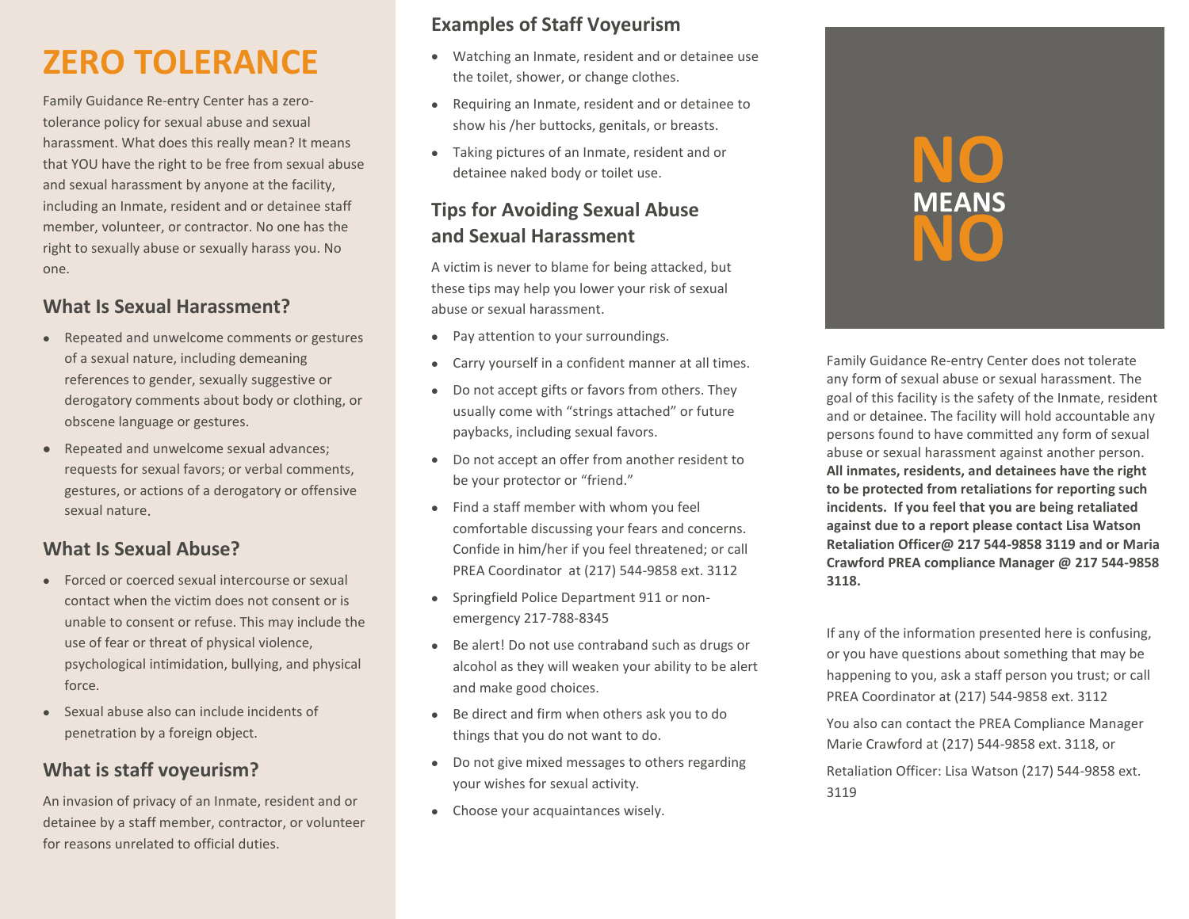# ZERO TOLERANCE

Family Guidance Re-entry Center has a zero-tolerance policy for sexual abuse and sexual harassment. What does this really mean? It means that YOU have the right to be free from sexual abuse and sexual harassment by anyone at the facility, including an Inmate, resident and or detainee staff member, volunteer, or contractor. No one has the right to sexually abuse or sexually harass you. No one.

## What Is Sexual Harassment?

- Repeated and unwelcome comments or gestures of a sexual nature, including demeaning references to gender, sexually suggestive or derogatory comments about body or clothing, or obscene language or gestures.
- Repeated and unwelcome sexual advances; requests for sexual favors; or verbal comments, gestures, or actions of a derogatory or offensive sexual nature.

## What Is Sexual Abuse?

- Forced or coerced sexual intercourse or sexual contact when the victim does not consent or is unable to consent or refuse. This may include the use of fear or threat of physical violence, psychological intimidation, bullying, and physical force.
- Sexual abuse also can include incidents of penetration by a foreign object.

## What is staff voyeurism?

An invasion of privacy of an Inmate, resident and or detainee by a staff member, contractor, or volunteer for reasons unrelated to official duties.

## Examples of Staff Voyeurism

- Watching an Inmate, resident and or detainee use the toilet, shower, or change clothes.
- Requiring an Inmate, resident and or detainee to show his /her buttocks, genitals, or breasts.
- Taking pictures of an Inmate, resident and or detainee naked body or toilet use.

## Tips for Avoiding Sexual Abuse and Sexual Harassment

A victim is never to blame for being attacked, but these tips may help you lower your risk of sexual abuse or sexual harassment.

- Pay attention to your surroundings.
- Carry yourself in a confident manner at all times.
- Do not accept gifts or favors from others. They usually come with "strings attached" or future paybacks, including sexual favors.
- Do not accept an offer from another resident to be your protector or "friend."
- Find a staff member with whom you feel comfortable discussing your fears and concerns. Confide in him/her if you feel threatened; or call PREA Coordinator at (217) 544-9858 ext. 3112
- Springfield Police Department 911 or non-emergency 217-788-8345
- Be alert! Do not use contraband such as drugs or alcohol as they will weaken your ability to be alert and make good choices.
- Be direct and firm when others ask you to do things that you do not want to do.
- Do not give mixed messages to others regarding your wishes for sexual activity.
- Choose your acquaintances wisely.

**NO MEANS NO**

Family Guidance Re-entry Center does not tolerate any form of sexual abuse or sexual harassment. The goal of this facility is the safety of the Inmate, resident and or detainee. The facility will hold accountable any persons found to have committed any form of sexual abuse or sexual harassment against another person. **All inmates, residents, and detainees have the right to be protected from retaliations for reporting such incidents. If you feel that you are being retaliated against due to a report please contact Lisa Watson Retaliation Officer@ 217 544-9858 3119 and or Maria Crawford PREA compliance Manager @ 217 544-9858 3118.**

If any of the information presented here is confusing, or you have questions about something that may be happening to you, ask a staff person you trust; or call PREA Coordinator at (217) 544-9858 ext. 3112

You also can contact the PREA Compliance Manager Marie Crawford at (217) 544-9858 ext. 3118, or

Retaliation Officer: Lisa Watson (217) 544-9858 ext. 3119